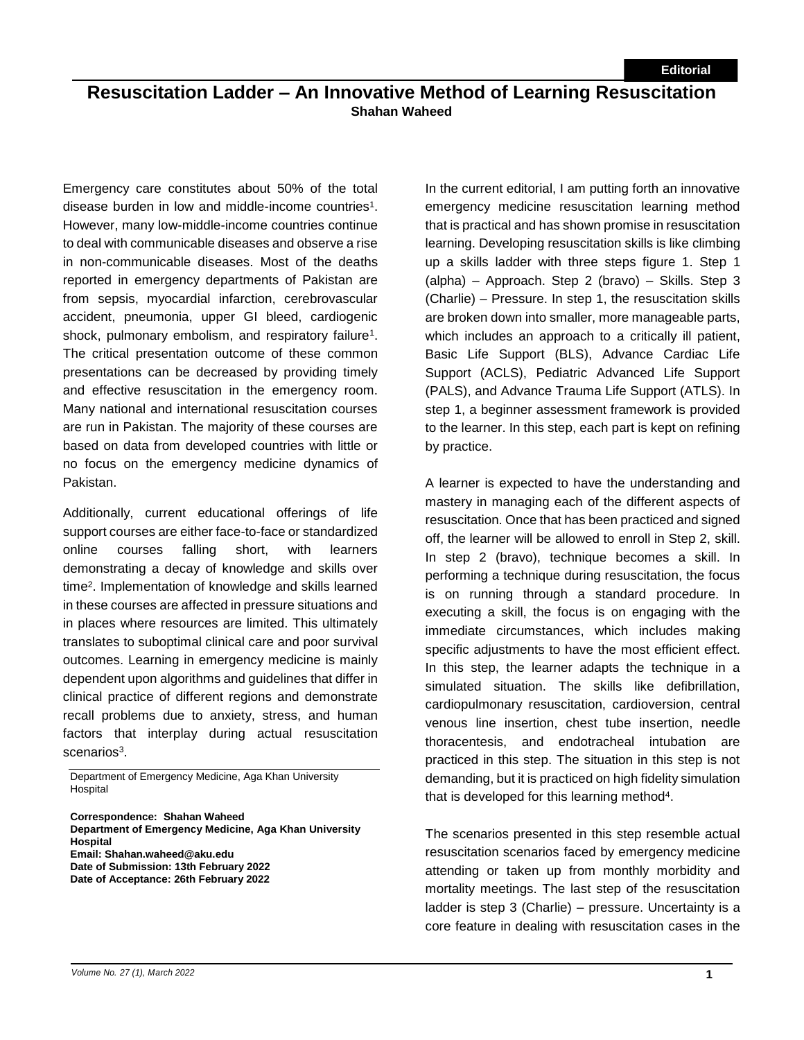Editorial

# Resuscitation Ladder – An Innovative Method of Learning Resuscitation

**Shahan Waheed**

Emergency care constitutes about 50% of the total disease burden in low and middle-income countries[1]. However, many low-middle-income countries continue to deal with communicable diseases and observe a rise in non-communicable diseases. Most of the deaths reported in emergency departments of Pakistan are from sepsis, myocardial infarction, cerebrovascular accident, pneumonia, upper GI bleed, cardiogenic shock, pulmonary embolism, and respiratory failure[1]. The critical presentation outcome of these common presentations can be decreased by providing timely and effective resuscitation in the emergency room. Many national and international resuscitation courses are run in Pakistan. The majority of these courses are based on data from developed countries with little or no focus on the emergency medicine dynamics of Pakistan.

Additionally, current educational offerings of life support courses are either face-to-face or standardized online courses falling short, with learners demonstrating a decay of knowledge and skills over time[2]. Implementation of knowledge and skills learned in these courses are affected in pressure situations and in places where resources are limited. This ultimately translates to suboptimal clinical care and poor survival outcomes. Learning in emergency medicine is mainly dependent upon algorithms and guidelines that differ in clinical practice of different regions and demonstrate recall problems due to anxiety, stress, and human factors that interplay during actual resuscitation scenarios[3].

Department of Emergency Medicine, Aga Khan University Hospital

**Correspondence: Shahan Waheed**
**Department of Emergency Medicine, Aga Khan University Hospital**
**Email: Shahan.waheed@aku.edu**
**Date of Submission: 13th February 2022**
**Date of Acceptance: 26th February 2022**

In the current editorial, I am putting forth an innovative emergency medicine resuscitation learning method that is practical and has shown promise in resuscitation learning. Developing resuscitation skills is like climbing up a skills ladder with three steps figure 1. Step 1 (alpha) – Approach. Step 2 (bravo) – Skills. Step 3 (Charlie) – Pressure. In step 1, the resuscitation skills are broken down into smaller, more manageable parts, which includes an approach to a critically ill patient, Basic Life Support (BLS), Advance Cardiac Life Support (ACLS), Pediatric Advanced Life Support (PALS), and Advance Trauma Life Support (ATLS). In step 1, a beginner assessment framework is provided to the learner. In this step, each part is kept on refining by practice.

A learner is expected to have the understanding and mastery in managing each of the different aspects of resuscitation. Once that has been practiced and signed off, the learner will be allowed to enroll in Step 2, skill. In step 2 (bravo), technique becomes a skill. In performing a technique during resuscitation, the focus is on running through a standard procedure. In executing a skill, the focus is on engaging with the immediate circumstances, which includes making specific adjustments to have the most efficient effect. In this step, the learner adapts the technique in a simulated situation. The skills like defibrillation, cardiopulmonary resuscitation, cardioversion, central venous line insertion, chest tube insertion, needle thoracentesis, and endotracheal intubation are practiced in this step. The situation in this step is not demanding, but it is practiced on high fidelity simulation that is developed for this learning method[4].

The scenarios presented in this step resemble actual resuscitation scenarios faced by emergency medicine attending or taken up from monthly morbidity and mortality meetings. The last step of the resuscitation ladder is step 3 (Charlie) – pressure. Uncertainty is a core feature in dealing with resuscitation cases in the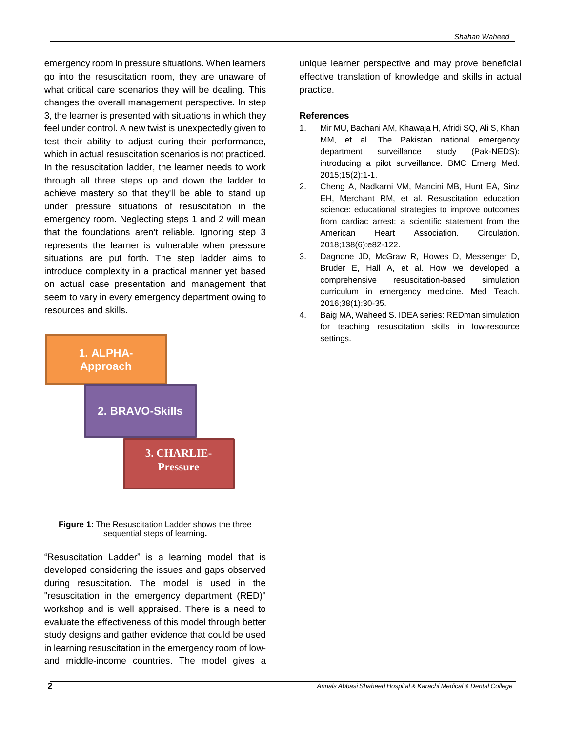emergency room in pressure situations. When learners go into the resuscitation room, they are unaware of what critical care scenarios they will be dealing. This changes the overall management perspective. In step 3, the learner is presented with situations in which they feel under control. A new twist is unexpectedly given to test their ability to adjust during their performance, which in actual resuscitation scenarios is not practiced. In the resuscitation ladder, the learner needs to work through all three steps up and down the ladder to achieve mastery so that they'll be able to stand up under pressure situations of resuscitation in the emergency room. Neglecting steps 1 and 2 will mean that the foundations aren't reliable. Ignoring step 3 represents the learner is vulnerable when pressure situations are put forth. The step ladder aims to introduce complexity in a practical manner yet based on actual case presentation and management that seem to vary in every emergency department owing to resources and skills.

1. ALPHA-Approach

2. BRAVO-Skills

3. CHARLIE-Pressure

**Figure 1:** The Resuscitation Ladder shows the three sequential steps of learning**.**

"Resuscitation Ladder" is a learning model that is developed considering the issues and gaps observed during resuscitation. The model is used in the "resuscitation in the emergency department (RED)" workshop and is well appraised. There is a need to evaluate the effectiveness of this model through better study designs and gather evidence that could be used in learning resuscitation in the emergency room of low- and middle-income countries. The model gives a unique learner perspective and may prove beneficial effective translation of knowledge and skills in actual practice.

## References

1. Mir MU, Bachani AM, Khawaja H, Afridi SQ, Ali S, Khan MM, et al. The Pakistan national emergency department surveillance study (Pak-NEDS): introducing a pilot surveillance. BMC Emerg Med. 2015;15(2):1-1.
2. Cheng A, Nadkarni VM, Mancini MB, Hunt EA, Sinz EH, Merchant RM, et al. Resuscitation education science: educational strategies to improve outcomes from cardiac arrest: a scientific statement from the American Heart Association. Circulation. 2018;138(6):e82-122.
3. Dagnone JD, McGraw R, Howes D, Messenger D, Bruder E, Hall A, et al. How we developed a comprehensive resuscitation-based simulation curriculum in emergency medicine. Med Teach. 2016;38(1):30-35.
4. Baig MA, Waheed S. IDEA series: REDman simulation for teaching resuscitation skills in low-resource settings.